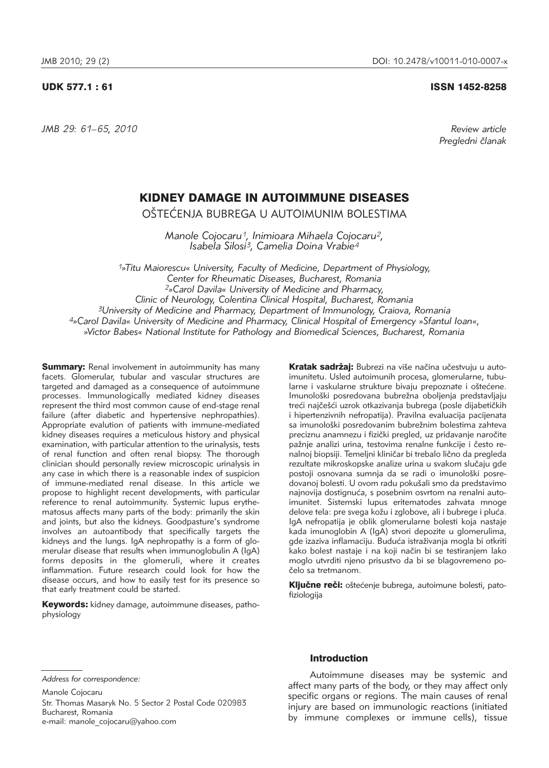UDK 577.1 : 61

ISSN 1452-8258

Review article
Pregledni članak

# KIDNEY DAMAGE IN AUTOIMMUNE DISEASES

## OŠTEĆENJA BUBREGA U AUTOIMUNIM BOLESTIMA

*Manole Cojocaru[1], Inimioara Mihaela Cojocaru[2], Isabela Silosi[3], Camelia Doina Vrabie[4]*

*[1]»Titu Maiorescu« University, Faculty of Medicine, Department of Physiology, Center for Rheumatic Diseases, Bucharest, Romania*
*[2]»Carol Davila« University of Medicine and Pharmacy, Clinic of Neurology, Colentina Clinical Hospital, Bucharest, Romania*
*[3]University of Medicine and Pharmacy, Department of Immunology, Craiova, Romania*
*[4]»Carol Davila« University of Medicine and Pharmacy, Clinical Hospital of Emergency »Sfantul Ioan«, »Victor Babes« National Institute for Pathology and Biomedical Sciences, Bucharest, Romania*

**Summary:** Renal involvement in autoimmunity has many facets. Glomerular, tubular and vascular structures are targeted and damaged as a consequence of autoimmune processes. Immunologically mediated kidney diseases represent the third most common cause of end-stage renal failure (after diabetic and hypertensive nephropathies). Appropriate evalution of patients with immune-mediated kidney diseases requires a meticulous history and physical examination, with particular attention to the urinalysis, tests of renal function and often renal biopsy. The thorough clinician should personally review microscopic urinalysis in any case in which there is a reasonable index of suspicion of immune-mediated renal disease. In this article we propose to highlight recent developments, with particular reference to renal autoimmunity. Systemic lupus erythematosus affects many parts of the body: primarily the skin and joints, but also the kidneys. Goodpasture's syndrome involves an autoantibody that specifically targets the kidneys and the lungs. IgA nephropathy is a form of glomerular disease that results when immunoglobulin A (IgA) forms deposits in the glomeruli, where it creates inflammation. Future research could look for how the disease occurs, and how to easily test for its presence so that early treatment could be started.

**Keywords:** kidney damage, autoimmune diseases, pathophysiology

**Kratak sadržaj:** Bubrezi na više načina učestvuju u autoimunitetu. Usled autoimunih procesa, glomerularne, tubularne i vaskularne strukture bivaju prepoznate i oštećene. Imunološki posredovana bubrežna oboljenja predstavljaju treći najčešći uzrok otkazivanja bubrega (posle dijabetičkih i hipertenzivnih nefropatija). Pravilna evaluacija pacijenata sa imunološki posredovanim bubrežnim bolestima zahteva preciznu anamnezu i fizički pregled, uz pridavanje naročite pažnje analizi urina, testovima renalne funkcije i često renalnoj biopsiji. Temeljni kliničar bi trebalo lično da pregleda rezultate mikroskopske analize urina u svakom slučaju gde postoji osnovana sumnja da se radi o imunološki posredovanoj bolesti. U ovom radu pokušali smo da predstavimo najnovija dostignuća, s posebnim osvrtom na renalni autoimunitet. Sistemski lupus eritematodes zahvata mnoge delove tela: pre svega kožu i zglobove, ali i bubrege i pluća. IgA nefropatija je oblik glomerularne bolesti koja nastaje kada imunoglobin A (IgA) stvori depozite u glomerulima, gde izaziva inflamaciju. Buduća istraživanja mogla bi otkriti kako bolest nastaje i na koji način bi se testiranjem lako moglo utvrditi njeno prisustvo da bi se blagovremeno počelo sa tretmanom.

**Ključne reči:** oštećenje bubrega, autoimune bolesti, patofiziologija

*Address for correspondence:*

Manole Cojocaru
Str. Thomas Masaryk No. 5 Sector 2 Postal Code 020983
Bucharest, Romania
e-mail: manole_cojocaru@yahoo.com

### Introduction

Autoimmune diseases may be systemic and affect many parts of the body, or they may affect only specific organs or regions. The main causes of renal injury are based on immunologic reactions (initiated by immune complexes or immune cells), tissue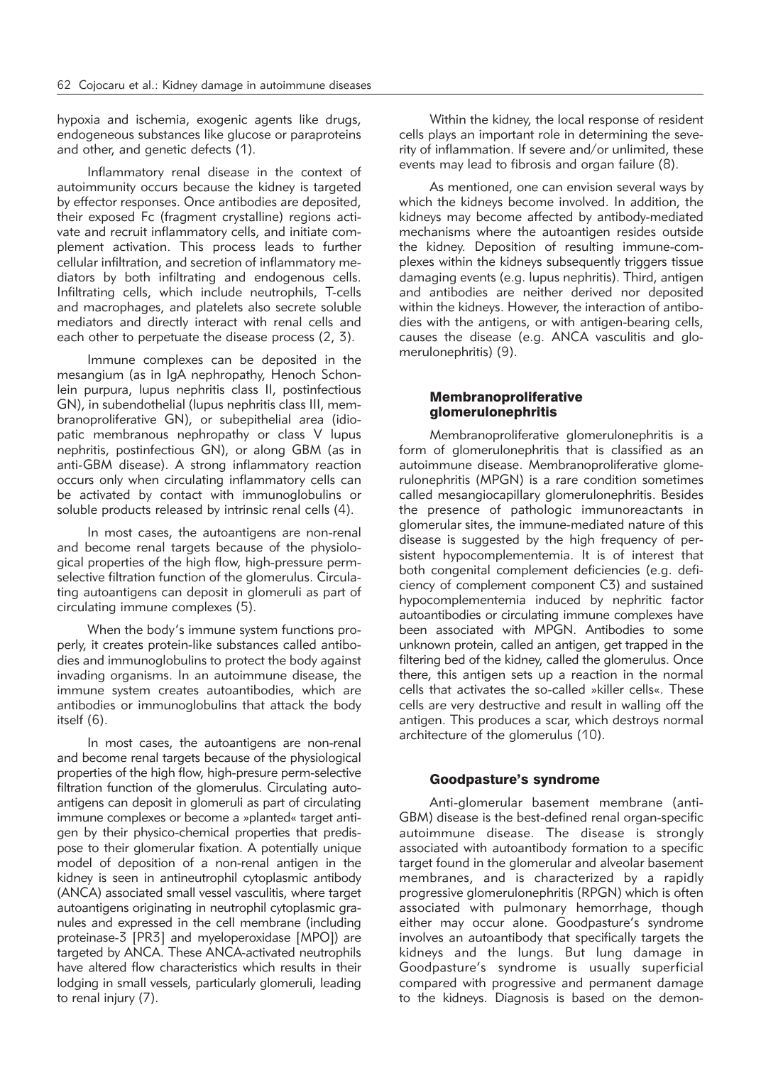hypoxia and ischemia, exogenic agents like drugs, endogeneous substances like glucose or paraproteins and other, and genetic defects (1).

Inflammatory renal disease in the context of autoimmunity occurs because the kidney is targeted by effector responses. Once antibodies are deposited, their exposed Fc (fragment crystalline) regions activate and recruit inflammatory cells, and initiate complement activation. This process leads to further cellular infiltration, and secretion of inflammatory mediators by both infiltrating and endogenous cells. Infiltrating cells, which include neutrophils, T-cells and macrophages, and platelets also secrete soluble mediators and directly interact with renal cells and each other to perpetuate the disease process (2, 3).

Immune complexes can be deposited in the mesangium (as in IgA nephropathy, Henoch Schonlein purpura, lupus nephritis class II, postinfectious GN), in subendothelial (lupus nephritis class III, membranoproliferative GN), or subepithelial area (idiopatic membranous nephropathy or class V lupus nephritis, postinfectious GN), or along GBM (as in anti-GBM disease). A strong inflammatory reaction occurs only when circulating inflammatory cells can be activated by contact with immunoglobulins or soluble products released by intrinsic renal cells (4).

In most cases, the autoantigens are non-renal and become renal targets because of the physiological properties of the high flow, high-pressure permselective filtration function of the glomerulus. Circulating autoantigens can deposit in glomeruli as part of circulating immune complexes (5).

When the body's immune system functions properly, it creates protein-like substances called antibodies and immunoglobulins to protect the body against invading organisms. In an autoimmune disease, the immune system creates autoantibodies, which are antibodies or immunoglobulins that attack the body itself (6).

In most cases, the autoantigens are non-renal and become renal targets because of the physiological properties of the high flow, high-presure perm-selective filtration function of the glomerulus. Circulating autoantigens can deposit in glomeruli as part of circulating immune complexes or become a »planted« target antigen by their physico-chemical properties that predispose to their glomerular fixation. A potentially unique model of deposition of a non-renal antigen in the kidney is seen in antineutrophil cytoplasmic antibody (ANCA) associated small vessel vasculitis, where target autoantigens originating in neutrophil cytoplasmic granules and expressed in the cell membrane (including proteinase-3 [PR3] and myeloperoxidase [MPO]) are targeted by ANCA. These ANCA-activated neutrophils have altered flow characteristics which results in their lodging in small vessels, particularly glomeruli, leading to renal injury (7).

Within the kidney, the local response of resident cells plays an important role in determining the severity of inflammation. If severe and/or unlimited, these events may lead to fibrosis and organ failure (8).

As mentioned, one can envision several ways by which the kidneys become involved. In addition, the kidneys may become affected by antibody-mediated mechanisms where the autoantigen resides outside the kidney. Deposition of resulting immune-complexes within the kidneys subsequently triggers tissue damaging events (e.g. lupus nephritis). Third, antigen and antibodies are neither derived nor deposited within the kidneys. However, the interaction of antibodies with the antigens, or with antigen-bearing cells, causes the disease (e.g. ANCA vasculitis and glomerulonephritis) (9).

### Membranoproliferative glomerulonephritis

Membranoproliferative glomerulonephritis is a form of glomerulonephritis that is classified as an autoimmune disease. Membranoproliferative glomerulonephritis (MPGN) is a rare condition sometimes called mesangiocapillary glomerulonephritis. Besides the presence of pathologic immunoreactants in glomerular sites, the immune-mediated nature of this disease is suggested by the high frequency of persistent hypocomplementemia. It is of interest that both congenital complement deficiencies (e.g. deficiency of complement component C3) and sustained hypocomplementemia induced by nephritic factor autoantibodies or circulating immune complexes have been associated with MPGN. Antibodies to some unknown protein, called an antigen, get trapped in the filtering bed of the kidney, called the glomerulus. Once there, this antigen sets up a reaction in the normal cells that activates the so-called »killer cells«. These cells are very destructive and result in walling off the antigen. This produces a scar, which destroys normal architecture of the glomerulus (10).

### Goodpasture's syndrome

Anti-glomerular basement membrane (anti-GBM) disease is the best-defined renal organ-specific autoimmune disease. The disease is strongly associated with autoantibody formation to a specific target found in the glomerular and alveolar basement membranes, and is characterized by a rapidly progressive glomerulonephritis (RPGN) which is often associated with pulmonary hemorrhage, though either may occur alone. Goodpasture's syndrome involves an autoantibody that specifically targets the kidneys and the lungs. But lung damage in Goodpasture's syndrome is usually superficial compared with progressive and permanent damage to the kidneys. Diagnosis is based on the demon-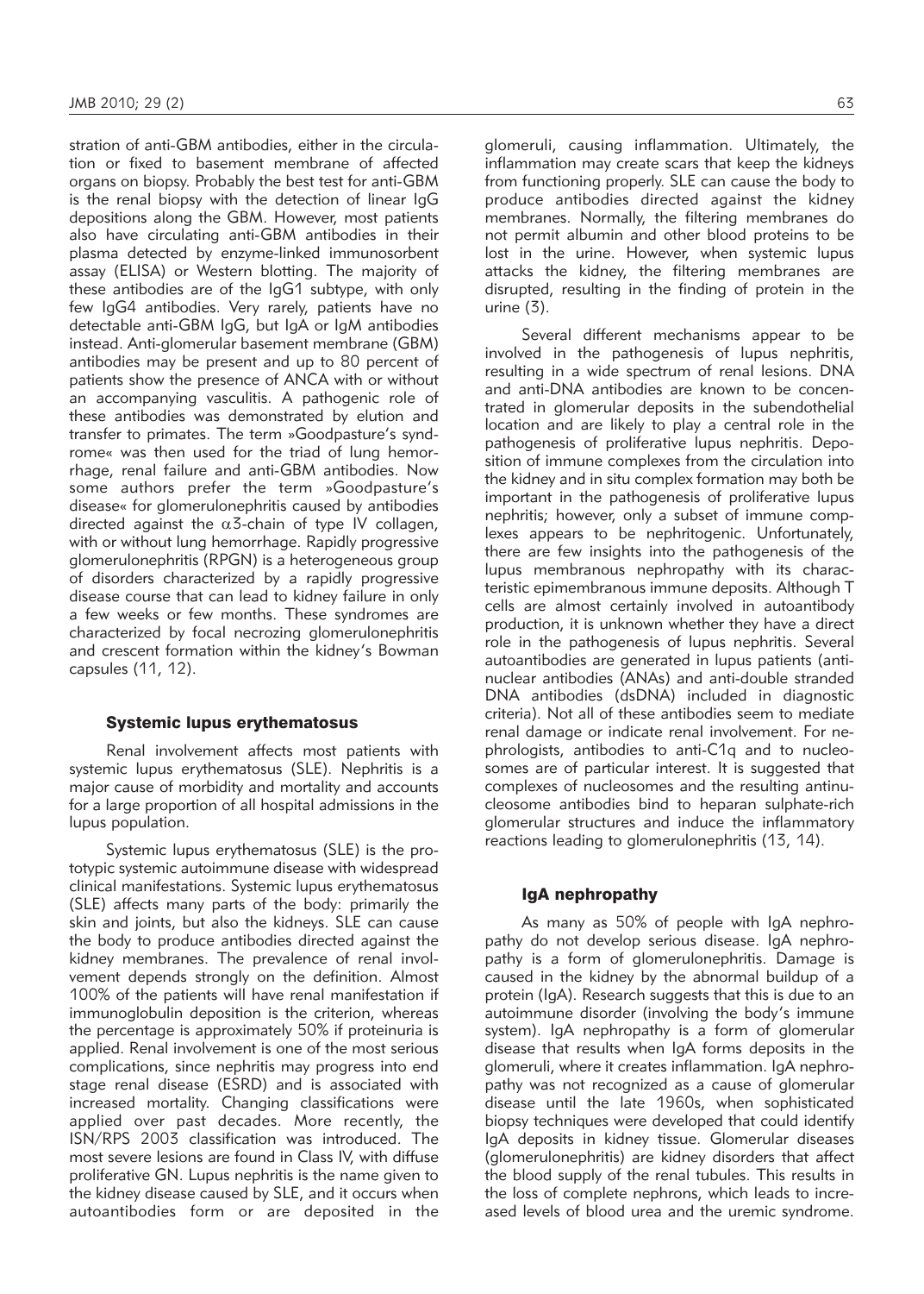stration of anti-GBM antibodies, either in the circulation or fixed to basement membrane of affected organs on biopsy. Probably the best test for anti-GBM is the renal biopsy with the detection of linear IgG depositions along the GBM. However, most patients also have circulating anti-GBM antibodies in their plasma detected by enzyme-linked immunosorbent assay (ELISA) or Western blotting. The majority of these antibodies are of the IgG1 subtype, with only few IgG4 antibodies. Very rarely, patients have no detectable anti-GBM IgG, but IgA or IgM antibodies instead. Anti-glomerular basement membrane (GBM) antibodies may be present and up to 80 percent of patients show the presence of ANCA with or without an accompanying vasculitis. A pathogenic role of these antibodies was demonstrated by elution and transfer to primates. The term »Goodpasture's syndrome« was then used for the triad of lung hemorrhage, renal failure and anti-GBM antibodies. Now some authors prefer the term »Goodpasture's disease« for glomerulonephritis caused by antibodies directed against the $\alpha$3-chain of type IV collagen, with or without lung hemorrhage. Rapidly progressive glomerulonephritis (RPGN) is a heterogeneous group of disorders characterized by a rapidly progressive disease course that can lead to kidney failure in only a few weeks or few months. These syndromes are characterized by focal necrozing glomerulonephritis and crescent formation within the kidney's Bowman capsules (11, 12).

### Systemic lupus erythematosus

Renal involvement affects most patients with systemic lupus erythematosus (SLE). Nephritis is a major cause of morbidity and mortality and accounts for a large proportion of all hospital admissions in the lupus population.

Systemic lupus erythematosus (SLE) is the prototypic systemic autoimmune disease with widespread clinical manifestations. Systemic lupus erythematosus (SLE) affects many parts of the body: primarily the skin and joints, but also the kidneys. SLE can cause the body to produce antibodies directed against the kidney membranes. The prevalence of renal involvement depends strongly on the definition. Almost 100% of the patients will have renal manifestation if immunoglobulin deposition is the criterion, whereas the percentage is approximately 50% if proteinuria is applied. Renal involvement is one of the most serious complications, since nephritis may progress into end stage renal disease (ESRD) and is associated with increased mortality. Changing classifications were applied over past decades. More recently, the ISN/RPS 2003 classification was introduced. The most severe lesions are found in Class IV, with diffuse proliferative GN. Lupus nephritis is the name given to the kidney disease caused by SLE, and it occurs when autoantibodies form or are deposited in the glomeruli, causing inflammation. Ultimately, the inflammation may create scars that keep the kidneys from functioning properly. SLE can cause the body to produce antibodies directed against the kidney membranes. Normally, the filtering membranes do not permit albumin and other blood proteins to be lost in the urine. However, when systemic lupus attacks the kidney, the filtering membranes are disrupted, resulting in the finding of protein in the urine (3).

Several different mechanisms appear to be involved in the pathogenesis of lupus nephritis, resulting in a wide spectrum of renal lesions. DNA and anti-DNA antibodies are known to be concentrated in glomerular deposits in the subendothelial location and are likely to play a central role in the pathogenesis of proliferative lupus nephritis. Deposition of immune complexes from the circulation into the kidney and in situ complex formation may both be important in the pathogenesis of proliferative lupus nephritis; however, only a subset of immune complexes appears to be nephritogenic. Unfortunately, there are few insights into the pathogenesis of the lupus membranous nephropathy with its characteristic epimembranous immune deposits. Although T cells are almost certainly involved in autoantibody production, it is unknown whether they have a direct role in the pathogenesis of lupus nephritis. Several autoantibodies are generated in lupus patients (antinuclear antibodies (ANAs) and anti-double stranded DNA antibodies (dsDNA) included in diagnostic criteria). Not all of these antibodies seem to mediate renal damage or indicate renal involvement. For nephrologists, antibodies to anti-C1q and to nucleosomes are of particular interest. It is suggested that complexes of nucleosomes and the resulting antinucleosome antibodies bind to heparan sulphate-rich glomerular structures and induce the inflammatory reactions leading to glomerulonephritis (13, 14).

### IgA nephropathy

As many as 50% of people with IgA nephropathy do not develop serious disease. IgA nephropathy is a form of glomerulonephritis. Damage is caused in the kidney by the abnormal buildup of a protein (IgA). Research suggests that this is due to an autoimmune disorder (involving the body's immune system). IgA nephropathy is a form of glomerular disease that results when IgA forms deposits in the glomeruli, where it creates inflammation. IgA nephropathy was not recognized as a cause of glomerular disease until the late 1960s, when sophisticated biopsy techniques were developed that could identify IgA deposits in kidney tissue. Glomerular diseases (glomerulonephritis) are kidney disorders that affect the blood supply of the renal tubules. This results in the loss of complete nephrons, which leads to increased levels of blood urea and the uremic syndrome.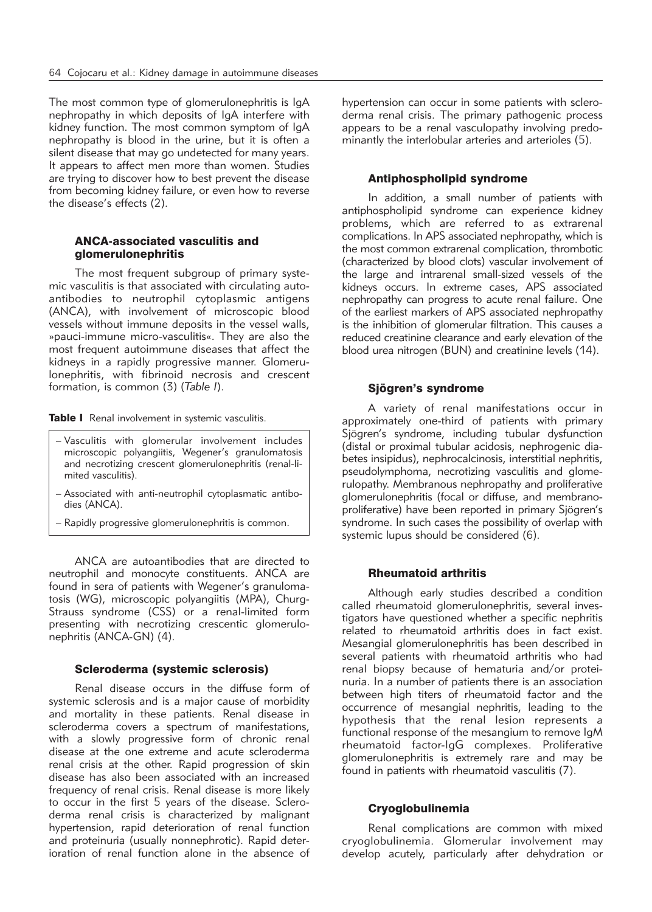The most common type of glomerulonephritis is IgA nephropathy in which deposits of IgA interfere with kidney function. The most common symptom of IgA nephropathy is blood in the urine, but it is often a silent disease that may go undetected for many years. It appears to affect men more than women. Studies are trying to discover how to best prevent the disease from becoming kidney failure, or even how to reverse the disease's effects (2).

## ANCA-associated vasculitis and glomerulonephritis

The most frequent subgroup of primary systemic vasculitis is that associated with circulating autoantibodies to neutrophil cytoplasmic antigens (ANCA), with involvement of microscopic blood vessels without immune deposits in the vessel walls, »pauci-immune micro-vasculitis«. They are also the most frequent autoimmune diseases that affect the kidneys in a rapidly progressive manner. Glomerulonephritis, with fibrinoid necrosis and crescent formation, is common (3) (*Table I*).

**Table I** Renal involvement in systemic vasculitis.

- Vasculitis with glomerular involvement includes microscopic polyangiitis, Wegener's granulomatosis and necrotizing crescent glomerulonephritis (renal-limited vasculitis).
- Associated with anti-neutrophil cytoplasmatic antibodies (ANCA).
- Rapidly progressive glomerulonephritis is common.

ANCA are autoantibodies that are directed to neutrophil and monocyte constituents. ANCA are found in sera of patients with Wegener's granulomatosis (WG), microscopic polyangiitis (MPA), Churg-Strauss syndrome (CSS) or a renal-limited form presenting with necrotizing crescentic glomerulonephritis (ANCA-GN) (4).

## Scleroderma (systemic sclerosis)

Renal disease occurs in the diffuse form of systemic sclerosis and is a major cause of morbidity and mortality in these patients. Renal disease in scleroderma covers a spectrum of manifestations, with a slowly progressive form of chronic renal disease at the one extreme and acute scleroderma renal crisis at the other. Rapid progression of skin disease has also been associated with an increased frequency of renal crisis. Renal disease is more likely to occur in the first 5 years of the disease. Scleroderma renal crisis is characterized by malignant hypertension, rapid deterioration of renal function and proteinuria (usually nonnephrotic). Rapid deterioration of renal function alone in the absence of hypertension can occur in some patients with scleroderma renal crisis. The primary pathogenic process appears to be a renal vasculopathy involving predominantly the interlobular arteries and arterioles (5).

## Antiphospholipid syndrome

In addition, a small number of patients with antiphospholipid syndrome can experience kidney problems, which are referred to as extrarenal complications. In APS associated nephropathy, which is the most common extrarenal complication, thrombotic (characterized by blood clots) vascular involvement of the large and intrarenal small-sized vessels of the kidneys occurs. In extreme cases, APS associated nephropathy can progress to acute renal failure. One of the earliest markers of APS associated nephropathy is the inhibition of glomerular filtration. This causes a reduced creatinine clearance and early elevation of the blood urea nitrogen (BUN) and creatinine levels (14).

## Sjögren's syndrome

A variety of renal manifestations occur in approximately one-third of patients with primary Sjögren's syndrome, including tubular dysfunction (distal or proximal tubular acidosis, nephrogenic diabetes insipidus), nephrocalcinosis, interstitial nephritis, pseudolymphoma, necrotizing vasculitis and glomerulopathy. Membranous nephropathy and proliferative glomerulonephritis (focal or diffuse, and membranoproliferative) have been reported in primary Sjögren's syndrome. In such cases the possibility of overlap with systemic lupus should be considered (6).

## Rheumatoid arthritis

Although early studies described a condition called rheumatoid glomerulonephritis, several investigators have questioned whether a specific nephritis related to rheumatoid arthritis does in fact exist. Mesangial glomerulonephritis has been described in several patients with rheumatoid arthritis who had renal biopsy because of hematuria and/or proteinuria. In a number of patients there is an association between high titers of rheumatoid factor and the occurrence of mesangial nephritis, leading to the hypothesis that the renal lesion represents a functional response of the mesangium to remove IgM rheumatoid factor-IgG complexes. Proliferative glomerulonephritis is extremely rare and may be found in patients with rheumatoid vasculitis (7).

## Cryoglobulinemia

Renal complications are common with mixed cryoglobulinemia. Glomerular involvement may develop acutely, particularly after dehydration or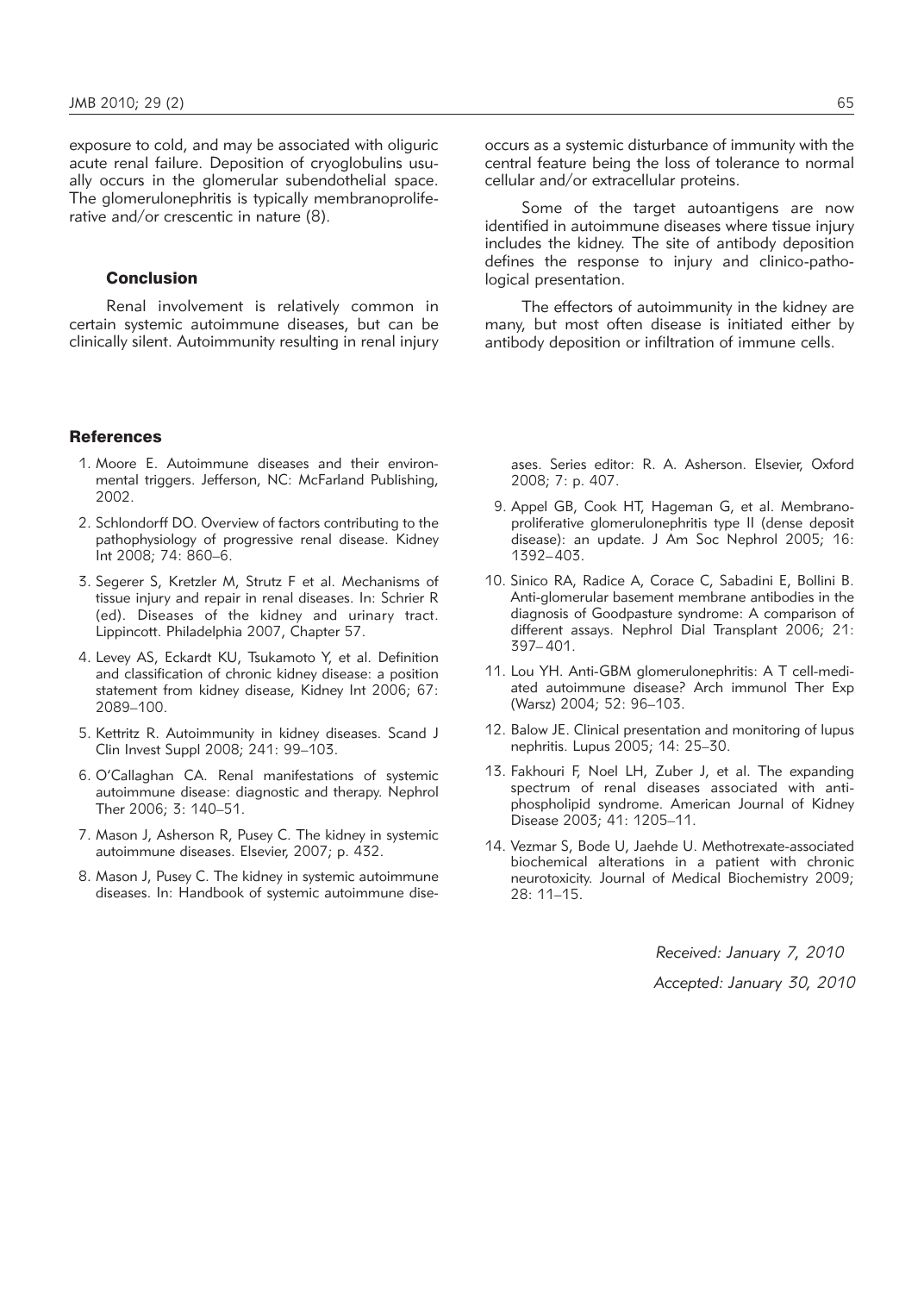exposure to cold, and may be associated with oliguric acute renal failure. Deposition of cryoglobulins usually occurs in the glomerular subendothelial space. The glomerulonephritis is typically membranoproliferative and/or crescentic in nature (8).

## Conclusion

Renal involvement is relatively common in certain systemic autoimmune diseases, but can be clinically silent. Autoimmunity resulting in renal injury occurs as a systemic disturbance of immunity with the central feature being the loss of tolerance to normal cellular and/or extracellular proteins.

Some of the target autoantigens are now identified in autoimmune diseases where tissue injury includes the kidney. The site of antibody deposition defines the response to injury and clinico-pathological presentation.

The effectors of autoimmunity in the kidney are many, but most often disease is initiated either by antibody deposition or infiltration of immune cells.

## References

1. Moore E. Autoimmune diseases and their environmental triggers. Jefferson, NC: McFarland Publishing, 2002.
2. Schlondorff DO. Overview of factors contributing to the pathophysiology of progressive renal disease. Kidney Int 2008; 74: 860–6.
3. Segerer S, Kretzler M, Strutz F et al. Mechanisms of tissue injury and repair in renal diseases. In: Schrier R (ed). Diseases of the kidney and urinary tract. Lippincott. Philadelphia 2007, Chapter 57.
4. Levey AS, Eckardt KU, Tsukamoto Y, et al. Definition and classification of chronic kidney disease: a position statement from kidney disease, Kidney Int 2006; 67: 2089–100.
5. Kettritz R. Autoimmunity in kidney diseases. Scand J Clin Invest Suppl 2008; 241: 99–103.
6. O'Callaghan CA. Renal manifestations of systemic autoimmune disease: diagnostic and therapy. Nephrol Ther 2006; 3: 140–51.
7. Mason J, Asherson R, Pusey C. The kidney in systemic autoimmune diseases. Elsevier, 2007; p. 432.
8. Mason J, Pusey C. The kidney in systemic autoimmune diseases. In: Handbook of systemic autoimmune diseases. Series editor: R. A. Asherson. Elsevier, Oxford 2008; 7: p. 407.
9. Appel GB, Cook HT, Hageman G, et al. Membranoproliferative glomerulonephritis type II (dense deposit disease): an update. J Am Soc Nephrol 2005; 16: 1392–403.
10. Sinico RA, Radice A, Corace C, Sabadini E, Bollini B. Anti-glomerular basement membrane antibodies in the diagnosis of Goodpasture syndrome: A comparison of different assays. Nephrol Dial Transplant 2006; 21: 397–401.
11. Lou YH. Anti-GBM glomerulonephritis: A T cell-mediated autoimmune disease? Arch immunol Ther Exp (Warsz) 2004; 52: 96–103.
12. Balow JE. Clinical presentation and monitoring of lupus nephritis. Lupus 2005; 14: 25–30.
13. Fakhouri F, Noel LH, Zuber J, et al. The expanding spectrum of renal diseases associated with antiphospholipid syndrome. American Journal of Kidney Disease 2003; 41: 1205–11.
14. Vezmar S, Bode U, Jaehde U. Methotrexate-associated biochemical alterations in a patient with chronic neurotoxicity. Journal of Medical Biochemistry 2009; 28: 11–15.

*Received: January 7, 2010*

*Accepted: January 30, 2010*